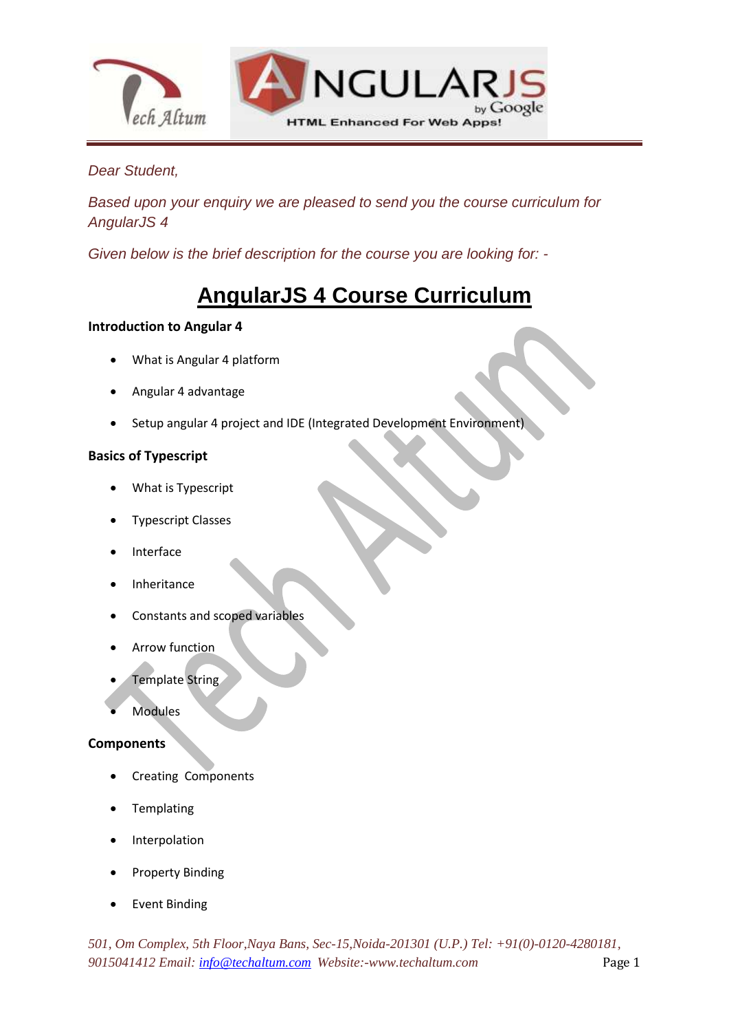*Dear Student,*

*Based upon your enquiry we are pleased to send you the course curriculum for AngularJS 4*

*Given below is the brief description for the course you are looking for: -*

# AngularJS 4 Course Curriculum

**Introduction to Angular 4**

- What is Angular 4 platform
- Angular 4 advantage
- Setup angular 4 project and IDE (Integrated Development Environment)

**Basics of Typescript**

- What is Typescript
- Typescript Classes
- Interface
- Inheritance
- Constants and scoped variables
- Arrow function
- Template String
- Modules

**Components**

- Creating Components
- Templating
- Interpolation
- Property Binding
- Event Binding

*501, Om Complex, 5th Floor,Naya Bans, Sec-15,Noida-201301 (U.P.) Tel: +91(0)-0120-4280181, 9015041412 Email: info@techaltum.com Website:-www.techaltum.com*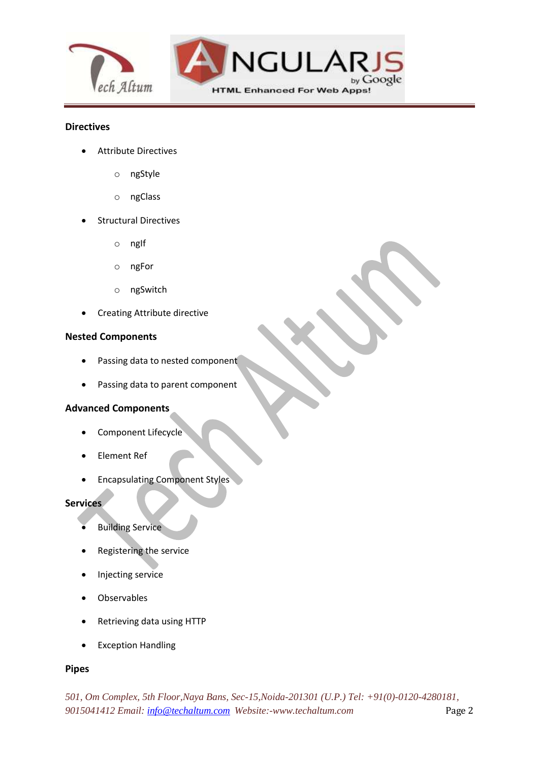## Directives

- Attribute Directives
    - ngStyle
    - ngClass
- Structural Directives
    - ngIf
    - ngFor
    - ngSwitch
- Creating Attribute directive

## Nested Components

- Passing data to nested component
- Passing data to parent component

## Advanced Components

- Component Lifecycle
- Element Ref
- Encapsulating Component Styles

## Services

- Building Service
- Registering the service
- Injecting service
- Observables
- Retrieving data using HTTP
- Exception Handling

## Pipes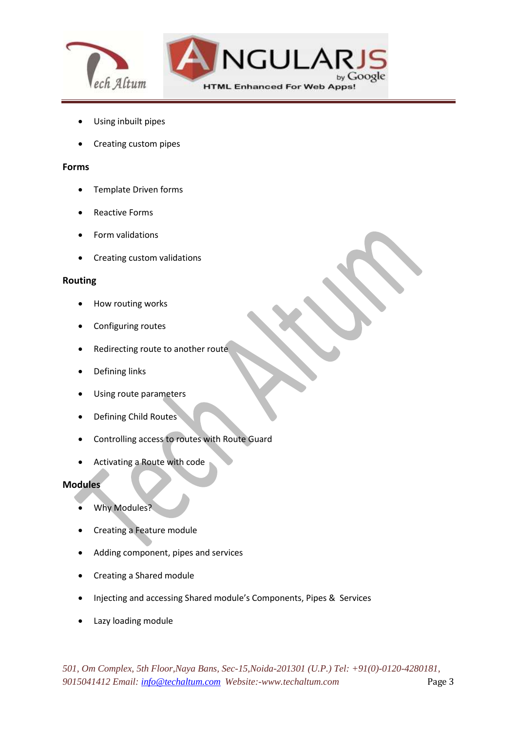- Using inbuilt pipes
- Creating custom pipes

**Forms**

- Template Driven forms
- Reactive Forms
- Form validations
- Creating custom validations

**Routing**

- How routing works
- Configuring routes
- Redirecting route to another route
- Defining links
- Using route parameters
- Defining Child Routes
- Controlling access to routes with Route Guard
- Activating a Route with code

**Modules**

- Why Modules?
- Creating a Feature module
- Adding component, pipes and services
- Creating a Shared module
- Injecting and accessing Shared module's Components, Pipes & Services
- Lazy loading module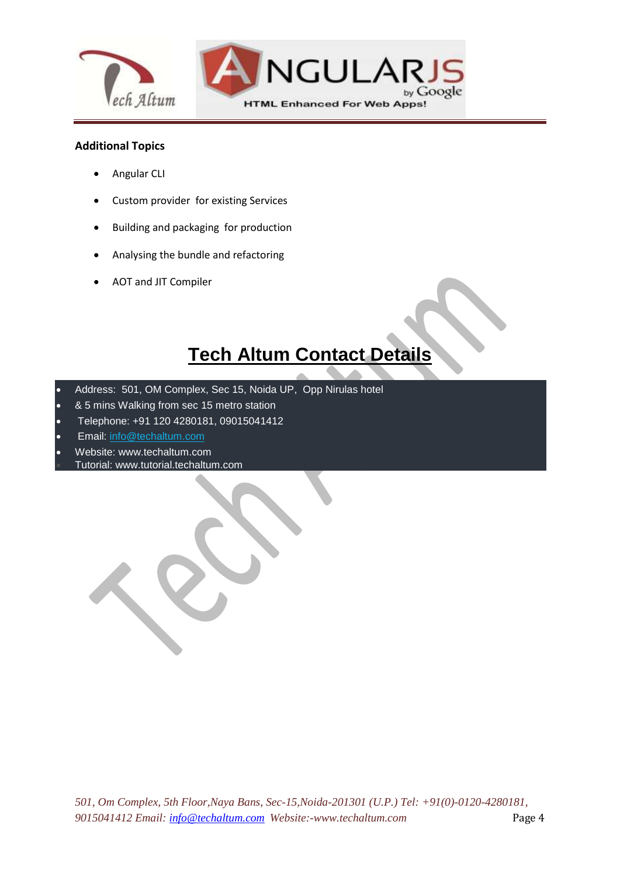**Additional Topics**

- Angular CLI
- Custom provider for existing Services
- Building and packaging for production
- Analysing the bundle and refactoring
- AOT and JIT Compiler

## Tech Altum Contact Details

- Address: 501, OM Complex, Sec 15, Noida UP, Opp Nirulas hotel
- & 5 mins Walking from sec 15 metro station
- Telephone: +91 120 4280181, 09015041412
- Email: info@techaltum.com
- Website: www.techaltum.com
- Tutorial: www.tutorial.techaltum.com